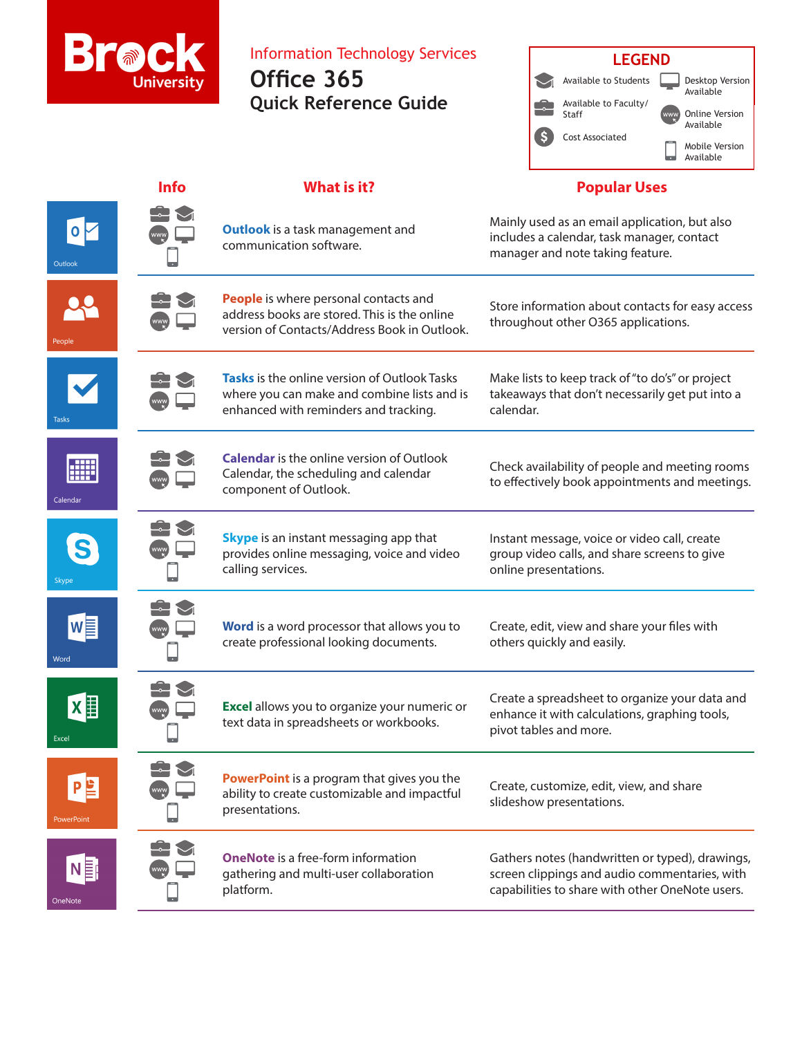Brock University

# Information Technology Services

# Office 365

## Quick Reference Guide

**LEGEND**

- Available to Students
- Available to Faculty/Staff
- Cost Associated
- Desktop Version Available
- Online Version Available
- Mobile Version Available

| App | Info | What is it? | Popular Uses |
|---|---|---|---|
| Outlook | Available to Faculty/Staff, Available to Students, Online, Desktop, Mobile | **Outlook** is a task management and communication software. | Mainly used as an email application, but also includes a calendar, task manager, contact manager and note taking feature. |
| People | Available to Faculty/Staff, Available to Students, Online, Desktop | **People** is where personal contacts and address books are stored. This is the online version of Contacts/Address Book in Outlook. | Store information about contacts for easy access throughout other O365 applications. |
| Tasks | Available to Faculty/Staff, Available to Students, Online, Desktop | **Tasks** is the online version of Outlook Tasks where you can make and combine lists and is enhanced with reminders and tracking. | Make lists to keep track of "to do's" or project takeaways that don't necessarily get put into a calendar. |
| Calendar | Available to Faculty/Staff, Available to Students, Online, Desktop | **Calendar** is the online version of Outlook Calendar, the scheduling and calendar component of Outlook. | Check availability of people and meeting rooms to effectively book appointments and meetings. |
| Skype | Available to Faculty/Staff, Available to Students, Online, Desktop, Mobile | **Skype** is an instant messaging app that provides online messaging, voice and video calling services. | Instant message, voice or video call, create group video calls, and share screens to give online presentations. |
| Word | Available to Faculty/Staff, Available to Students, Online, Desktop, Mobile | **Word** is a word processor that allows you to create professional looking documents. | Create, edit, view and share your files with others quickly and easily. |
| Excel | Available to Faculty/Staff, Available to Students, Online, Desktop, Mobile | **Excel** allows you to organize your numeric or text data in spreadsheets or workbooks. | Create a spreadsheet to organize your data and enhance it with calculations, graphing tools, pivot tables and more. |
| PowerPoint | Available to Faculty/Staff, Available to Students, Online, Desktop, Mobile | **PowerPoint** is a program that gives you the ability to create customizable and impactful presentations. | Create, customize, edit, view, and share slideshow presentations. |
| OneNote | Available to Faculty/Staff, Available to Students, Online, Desktop, Mobile | **OneNote** is a free-form information gathering and multi-user collaboration platform. | Gathers notes (handwritten or typed), drawings, screen clippings and audio commentaries, with capabilities to share with other OneNote users. |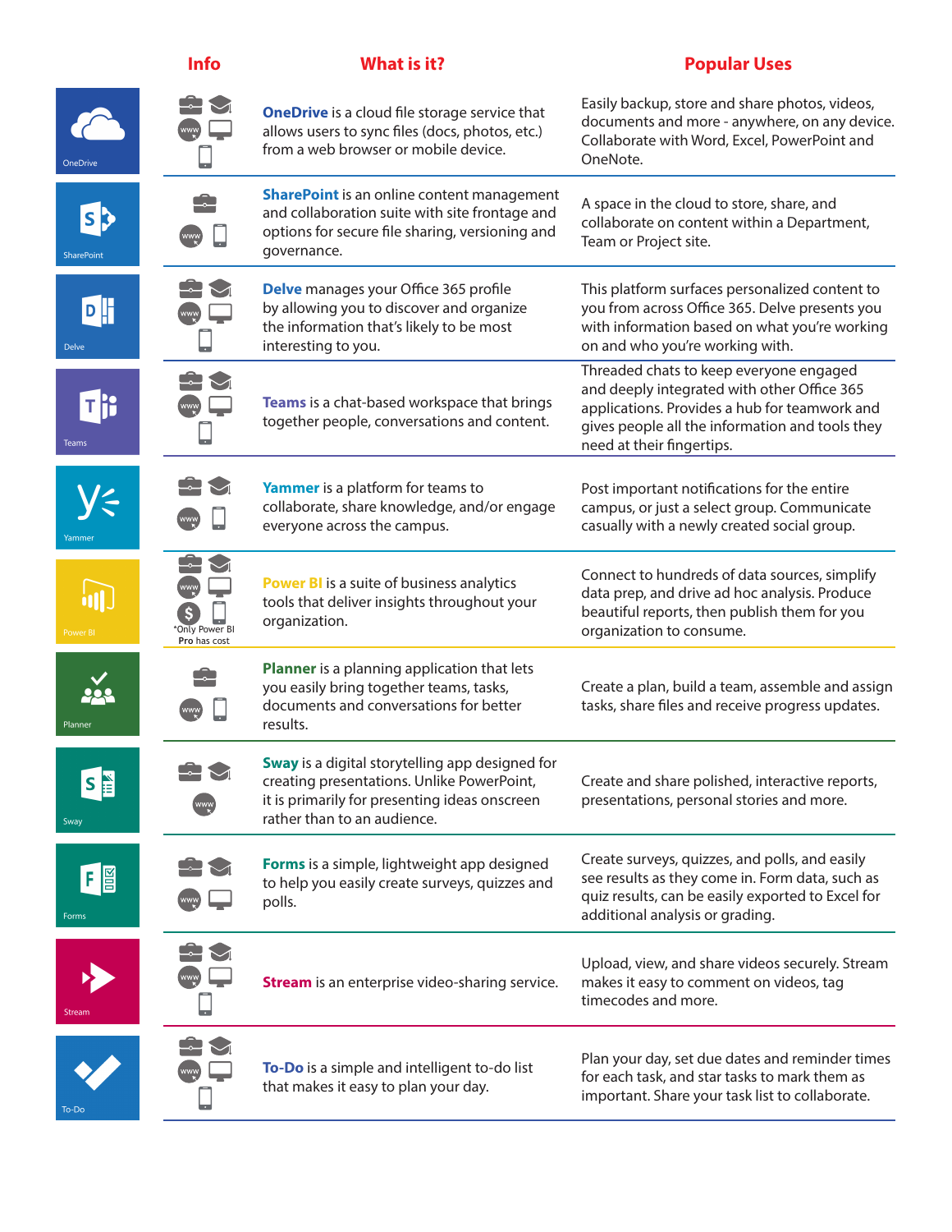| | Info | What is it? | Popular Uses |
|---|---|---|---|
| OneDrive | | **OneDrive** is a cloud file storage service that allows users to sync files (docs, photos, etc.) from a web browser or mobile device. | Easily backup, store and share photos, videos, documents and more - anywhere, on any device. Collaborate with Word, Excel, PowerPoint and OneNote. |
| SharePoint | | **SharePoint** is an online content management and collaboration suite with site frontage and options for secure file sharing, versioning and governance. | A space in the cloud to store, share, and collaborate on content within a Department, Team or Project site. |
| Delve | | **Delve** manages your Office 365 profile by allowing you to discover and organize the information that's likely to be most interesting to you. | This platform surfaces personalized content to you from across Office 365. Delve presents you with information based on what you're working on and who you're working with. |
| Teams | | **Teams** is a chat-based workspace that brings together people, conversations and content. | Threaded chats to keep everyone engaged and deeply integrated with other Office 365 applications. Provides a hub for teamwork and gives people all the information and tools they need at their fingertips. |
| Yammer | | **Yammer** is a platform for teams to collaborate, share knowledge, and/or engage everyone across the campus. | Post important notifications for the entire campus, or just a select group. Communicate casually with a newly created social group. |
| Power BI | *Only Power BI Pro has cost | **Power BI** is a suite of business analytics tools that deliver insights throughout your organization. | Connect to hundreds of data sources, simplify data prep, and drive ad hoc analysis. Produce beautiful reports, then publish them for you organization to consume. |
| Planner | | **Planner** is a planning application that lets you easily bring together teams, tasks, documents and conversations for better results. | Create a plan, build a team, assemble and assign tasks, share files and receive progress updates. |
| Sway | | **Sway** is a digital storytelling app designed for creating presentations. Unlike PowerPoint, it is primarily for presenting ideas onscreen rather than to an audience. | Create and share polished, interactive reports, presentations, personal stories and more. |
| Forms | | **Forms** is a simple, lightweight app designed to help you easily create surveys, quizzes and polls. | Create surveys, quizzes, and polls, and easily see results as they come in. Form data, such as quiz results, can be easily exported to Excel for additional analysis or grading. |
| Stream | | **Stream** is an enterprise video-sharing service. | Upload, view, and share videos securely. Stream makes it easy to comment on videos, tag timecodes and more. |
| To-Do | | **To-Do** is a simple and intelligent to-do list that makes it easy to plan your day. | Plan your day, set due dates and reminder times for each task, and star tasks to mark them as important. Share your task list to collaborate. |